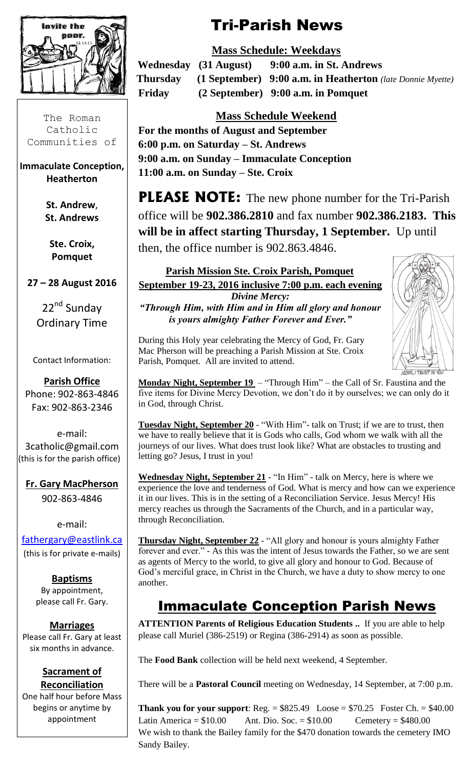Invite the poor. Lk 14:13

The Roman Catholic Communities of

**Immaculate Conception, Heatherton**

**St. Andrew, St. Andrews**

**Ste. Croix, Pomquet**

**27 – 28 August 2016**

22nd Sunday Ordinary Time

Contact Information:

**Parish Office**
Phone: 902-863-4846
Fax: 902-863-2346

e-mail:
3catholic@gmail.com
(this is for the parish office)

**Fr. Gary MacPherson**
902-863-4846

e-mail:
fathergary@eastlink.ca
(this is for private e-mails)

**Baptisms**
By appointment, please call Fr. Gary.

**Marriages**
Please call Fr. Gary at least six months in advance.

**Sacrament of Reconciliation**
One half hour before Mass begins or anytime by appointment

# Tri-Parish News

## Mass Schedule: Weekdays

**Wednesday (31 August) 9:00 a.m. in St. Andrews**
**Thursday (1 September) 9:00 a.m. in Heatherton** *(late Donnie Myette)*
**Friday (2 September) 9:00 a.m. in Pomquet**

## Mass Schedule Weekend

**For the months of August and September**
**6:00 p.m. on Saturday – St. Andrews**
**9:00 a.m. on Sunday – Immaculate Conception**
**11:00 a.m. on Sunday – Ste. Croix**

**PLEASE NOTE:** The new phone number for the Tri-Parish office will be **902.386.2810** and fax number **902.386.2183. This will be in affect starting Thursday, 1 September.** Up until then, the office number is 902.863.4846.

**Parish Mission Ste. Croix Parish, Pomquet**
**September 19-23, 2016 inclusive 7:00 p.m. each evening**
***Divine Mercy:***
***"Through Him, with Him and in Him all glory and honour is yours almighty Father Forever and Ever."***

During this Holy year celebrating the Mercy of God, Fr. Gary Mac Pherson will be preaching a Parish Mission at Ste. Croix Parish, Pomquet. All are invited to attend.

JESUS, I TRUST IN YOU

**Monday Night, September 19** – "Through Him" – the Call of Sr. Faustina and the five items for Divine Mercy Devotion, we don't do it by ourselves; we can only do it in God, through Christ.

**Tuesday Night, September 20** - "With Him"- talk on Trust; if we are to trust, then we have to really believe that it is Gods who calls, God whom we walk with all the journeys of our lives. What does trust look like? What are obstacles to trusting and letting go? Jesus, I trust in you!

**Wednesday Night, September 21** - "In Him" - talk on Mercy, here is where we experience the love and tenderness of God. What is mercy and how can we experience it in our lives. This is in the setting of a Reconciliation Service. Jesus Mercy! His mercy reaches us through the Sacraments of the Church, and in a particular way, through Reconciliation.

**Thursday Night, September 22** - "All glory and honour is yours almighty Father forever and ever." - As this was the intent of Jesus towards the Father, so we are sent as agents of Mercy to the world, to give all glory and honour to God. Because of God's merciful grace, in Christ in the Church, we have a duty to show mercy to one another.

# Immaculate Conception Parish News

**ATTENTION Parents of Religious Education Students ..** If you are able to help please call Muriel (386-2519) or Regina (386-2914) as soon as possible.

The **Food Bank** collection will be held next weekend, 4 September.

There will be a **Pastoral Council** meeting on Wednesday, 14 September, at 7:00 p.m.

**Thank you for your support**: Reg. = $825.49 Loose = $70.25 Foster Ch. = $40.00 Latin America = $10.00 Ant. Dio. Soc. = $10.00 Cemetery = $480.00
We wish to thank the Bailey family for the $470 donation towards the cemetery IMO Sandy Bailey.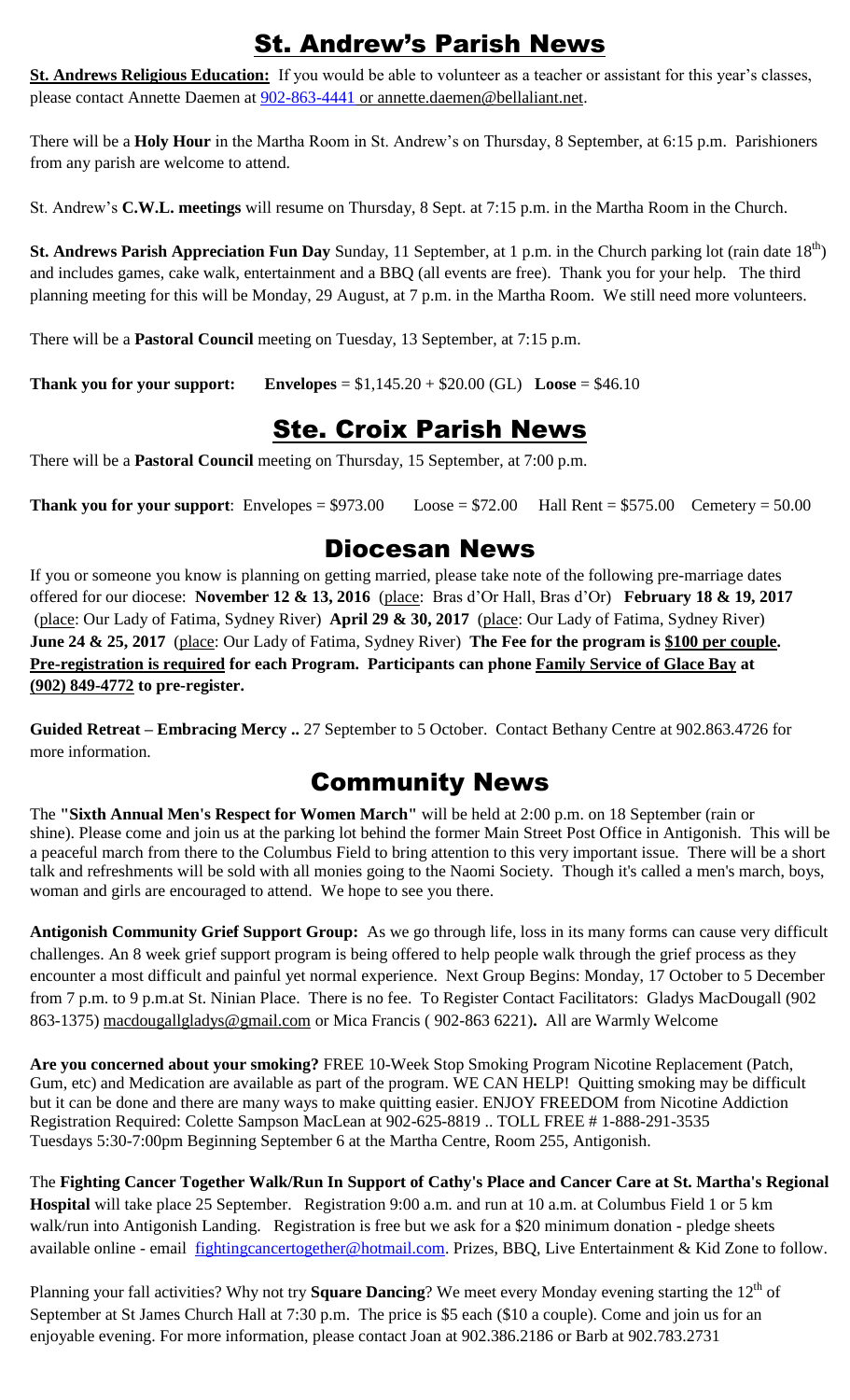# St. Andrew's Parish News

**St. Andrews Religious Education:** If you would be able to volunteer as a teacher or assistant for this year's classes, please contact Annette Daemen at 902-863-4441 or annette.daemen@bellaliant.net.

There will be a **Holy Hour** in the Martha Room in St. Andrew's on Thursday, 8 September, at 6:15 p.m. Parishioners from any parish are welcome to attend.

St. Andrew's **C.W.L. meetings** will resume on Thursday, 8 Sept. at 7:15 p.m. in the Martha Room in the Church.

**St. Andrews Parish Appreciation Fun Day** Sunday, 11 September, at 1 p.m. in the Church parking lot (rain date 18th) and includes games, cake walk, entertainment and a BBQ (all events are free). Thank you for your help. The third planning meeting for this will be Monday, 29 August, at 7 p.m. in the Martha Room. We still need more volunteers.

There will be a **Pastoral Council** meeting on Tuesday, 13 September, at 7:15 p.m.

**Thank you for your support:** **Envelopes** = $1,145.20 + $20.00 (GL) **Loose** = $46.10

# Ste. Croix Parish News

There will be a **Pastoral Council** meeting on Thursday, 15 September, at 7:00 p.m.

**Thank you for your support**: Envelopes = $973.00 Loose = $72.00 Hall Rent = $575.00 Cemetery = 50.00

# Diocesan News

If you or someone you know is planning on getting married, please take note of the following pre-marriage dates offered for our diocese: **November 12 & 13, 2016** (place: Bras d'Or Hall, Bras d'Or) **February 18 & 19, 2017** (place: Our Lady of Fatima, Sydney River) **April 29 & 30, 2017** (place: Our Lady of Fatima, Sydney River) **June 24 & 25, 2017** (place: Our Lady of Fatima, Sydney River) **The Fee for the program is $100 per couple. Pre-registration is required for each Program. Participants can phone Family Service of Glace Bay at (902) 849-4772 to pre-register.**

**Guided Retreat – Embracing Mercy ..** 27 September to 5 October. Contact Bethany Centre at 902.863.4726 for more information.

# Community News

The **"Sixth Annual Men's Respect for Women March"** will be held at 2:00 p.m. on 18 September (rain or shine). Please come and join us at the parking lot behind the former Main Street Post Office in Antigonish. This will be a peaceful march from there to the Columbus Field to bring attention to this very important issue. There will be a short talk and refreshments will be sold with all monies going to the Naomi Society. Though it's called a men's march, boys, woman and girls are encouraged to attend. We hope to see you there.

**Antigonish Community Grief Support Group:** As we go through life, loss in its many forms can cause very difficult challenges. An 8 week grief support program is being offered to help people walk through the grief process as they encounter a most difficult and painful yet normal experience. Next Group Begins: Monday, 17 October to 5 December from 7 p.m. to 9 p.m.at St. Ninian Place. There is no fee. To Register Contact Facilitators: Gladys MacDougall (902 863-1375) macdougallgladys@gmail.com or Mica Francis ( 902-863 6221)**.** All are Warmly Welcome

**Are you concerned about your smoking?** FREE 10-Week Stop Smoking Program Nicotine Replacement (Patch, Gum, etc) and Medication are available as part of the program. WE CAN HELP! Quitting smoking may be difficult but it can be done and there are many ways to make quitting easier. ENJOY FREEDOM from Nicotine Addiction Registration Required: Colette Sampson MacLean at 902-625-8819 .. TOLL FREE # 1-888-291-3535 Tuesdays 5:30-7:00pm Beginning September 6 at the Martha Centre, Room 255, Antigonish.

The **Fighting Cancer Together Walk/Run In Support of Cathy's Place and Cancer Care at St. Martha's Regional Hospital** will take place 25 September. Registration 9:00 a.m. and run at 10 a.m. at Columbus Field 1 or 5 km walk/run into Antigonish Landing. Registration is free but we ask for a $20 minimum donation - pledge sheets available online - email fightingcancertogether@hotmail.com. Prizes, BBQ, Live Entertainment & Kid Zone to follow.

Planning your fall activities? Why not try **Square Dancing**? We meet every Monday evening starting the 12th of September at St James Church Hall at 7:30 p.m. The price is $5 each ($10 a couple). Come and join us for an enjoyable evening. For more information, please contact Joan at 902.386.2186 or Barb at 902.783.2731